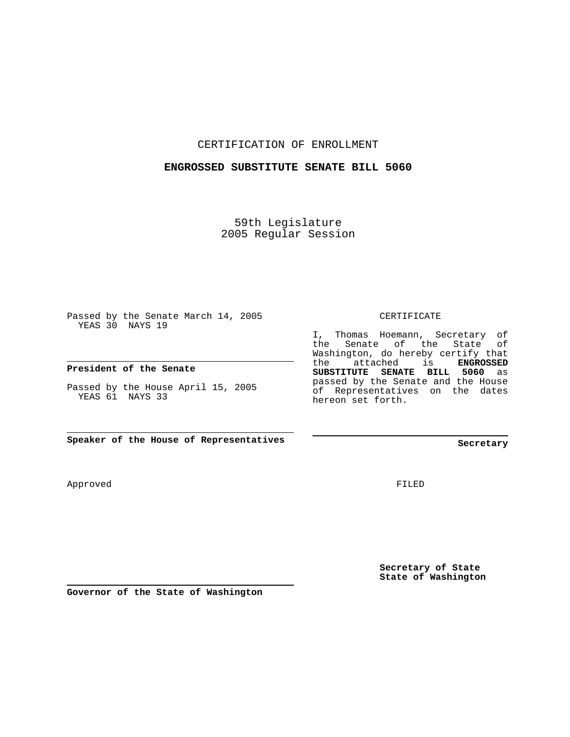CERTIFICATION OF ENROLLMENT

**ENGROSSED SUBSTITUTE SENATE BILL 5060**

59th Legislature
2005 Regular Session

Passed by the Senate March 14, 2005
YEAS 30 NAYS 19

**President of the Senate**

Passed by the House April 15, 2005
YEAS 61 NAYS 33

**Speaker of the House of Representatives**

CERTIFICATE

I, Thomas Hoemann, Secretary of the Senate of the State of Washington, do hereby certify that the attached is **ENGROSSED SUBSTITUTE SENATE BILL 5060** as passed by the Senate and the House of Representatives on the dates hereon set forth.

**Secretary**

Approved

FILED

**Secretary of State**
**State of Washington**

**Governor of the State of Washington**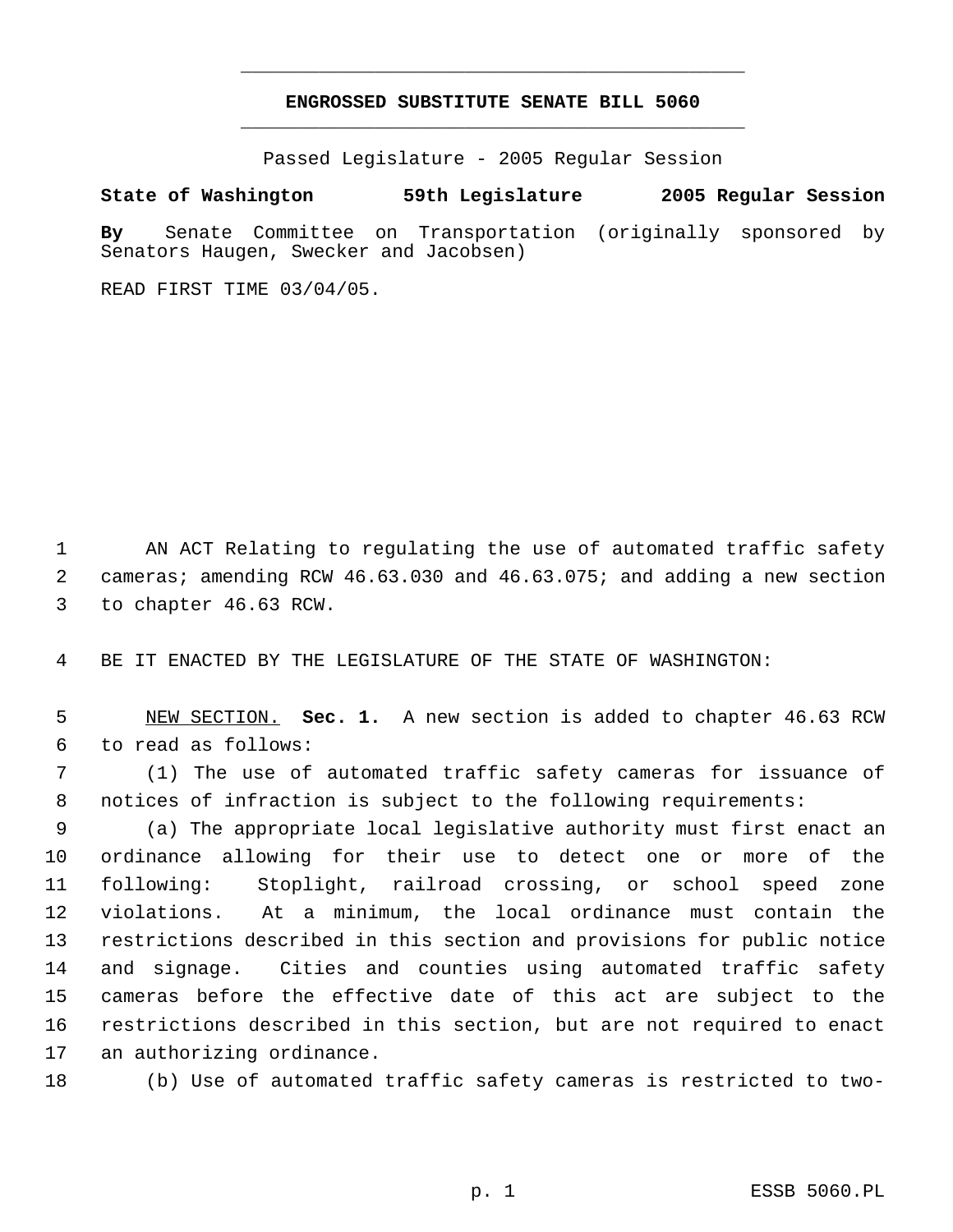# ENGROSSED SUBSTITUTE SENATE BILL 5060

Passed Legislature - 2005 Regular Session

**State of Washington 59th Legislature 2005 Regular Session**

**By** Senate Committee on Transportation (originally sponsored by Senators Haugen, Swecker and Jacobsen)

READ FIRST TIME 03/04/05.

AN ACT Relating to regulating the use of automated traffic safety cameras; amending RCW 46.63.030 and 46.63.075; and adding a new section to chapter 46.63 RCW.

BE IT ENACTED BY THE LEGISLATURE OF THE STATE OF WASHINGTON:

NEW SECTION. **Sec. 1.** A new section is added to chapter 46.63 RCW to read as follows:

(1) The use of automated traffic safety cameras for issuance of notices of infraction is subject to the following requirements:

(a) The appropriate local legislative authority must first enact an ordinance allowing for their use to detect one or more of the following: Stoplight, railroad crossing, or school speed zone violations. At a minimum, the local ordinance must contain the restrictions described in this section and provisions for public notice and signage. Cities and counties using automated traffic safety cameras before the effective date of this act are subject to the restrictions described in this section, but are not required to enact an authorizing ordinance.

(b) Use of automated traffic safety cameras is restricted to two-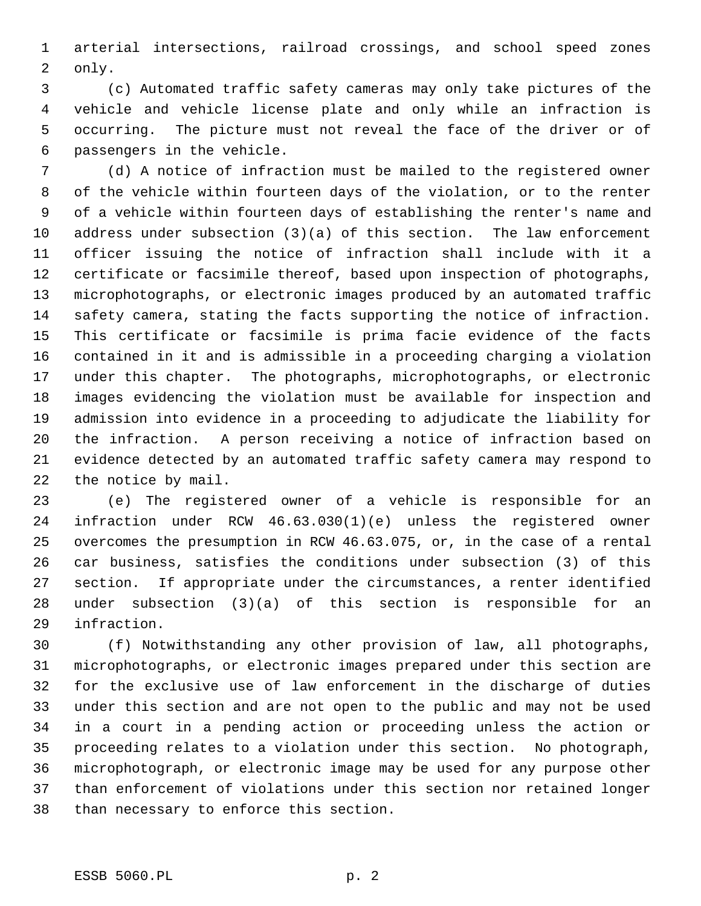arterial intersections, railroad crossings, and school speed zones only.

(c) Automated traffic safety cameras may only take pictures of the vehicle and vehicle license plate and only while an infraction is occurring. The picture must not reveal the face of the driver or of passengers in the vehicle.

(d) A notice of infraction must be mailed to the registered owner of the vehicle within fourteen days of the violation, or to the renter of a vehicle within fourteen days of establishing the renter's name and address under subsection (3)(a) of this section. The law enforcement officer issuing the notice of infraction shall include with it a certificate or facsimile thereof, based upon inspection of photographs, microphotographs, or electronic images produced by an automated traffic safety camera, stating the facts supporting the notice of infraction. This certificate or facsimile is prima facie evidence of the facts contained in it and is admissible in a proceeding charging a violation under this chapter. The photographs, microphotographs, or electronic images evidencing the violation must be available for inspection and admission into evidence in a proceeding to adjudicate the liability for the infraction. A person receiving a notice of infraction based on evidence detected by an automated traffic safety camera may respond to the notice by mail.

(e) The registered owner of a vehicle is responsible for an infraction under RCW 46.63.030(1)(e) unless the registered owner overcomes the presumption in RCW 46.63.075, or, in the case of a rental car business, satisfies the conditions under subsection (3) of this section. If appropriate under the circumstances, a renter identified under subsection (3)(a) of this section is responsible for an infraction.

(f) Notwithstanding any other provision of law, all photographs, microphotographs, or electronic images prepared under this section are for the exclusive use of law enforcement in the discharge of duties under this section and are not open to the public and may not be used in a court in a pending action or proceeding unless the action or proceeding relates to a violation under this section. No photograph, microphotograph, or electronic image may be used for any purpose other than enforcement of violations under this section nor retained longer than necessary to enforce this section.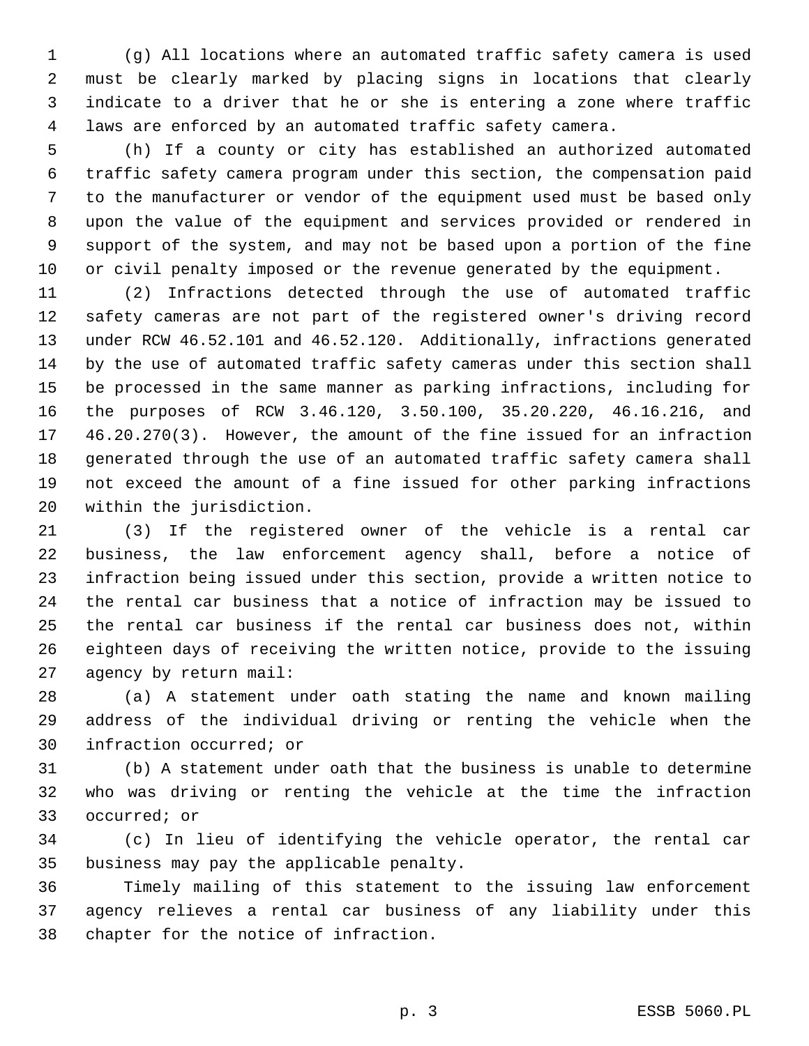(g) All locations where an automated traffic safety camera is used must be clearly marked by placing signs in locations that clearly indicate to a driver that he or she is entering a zone where traffic laws are enforced by an automated traffic safety camera.

(h) If a county or city has established an authorized automated traffic safety camera program under this section, the compensation paid to the manufacturer or vendor of the equipment used must be based only upon the value of the equipment and services provided or rendered in support of the system, and may not be based upon a portion of the fine or civil penalty imposed or the revenue generated by the equipment.

(2) Infractions detected through the use of automated traffic safety cameras are not part of the registered owner's driving record under RCW 46.52.101 and 46.52.120. Additionally, infractions generated by the use of automated traffic safety cameras under this section shall be processed in the same manner as parking infractions, including for the purposes of RCW 3.46.120, 3.50.100, 35.20.220, 46.16.216, and 46.20.270(3). However, the amount of the fine issued for an infraction generated through the use of an automated traffic safety camera shall not exceed the amount of a fine issued for other parking infractions within the jurisdiction.

(3) If the registered owner of the vehicle is a rental car business, the law enforcement agency shall, before a notice of infraction being issued under this section, provide a written notice to the rental car business that a notice of infraction may be issued to the rental car business if the rental car business does not, within eighteen days of receiving the written notice, provide to the issuing agency by return mail:

(a) A statement under oath stating the name and known mailing address of the individual driving or renting the vehicle when the infraction occurred; or

(b) A statement under oath that the business is unable to determine who was driving or renting the vehicle at the time the infraction occurred; or

(c) In lieu of identifying the vehicle operator, the rental car business may pay the applicable penalty.

Timely mailing of this statement to the issuing law enforcement agency relieves a rental car business of any liability under this chapter for the notice of infraction.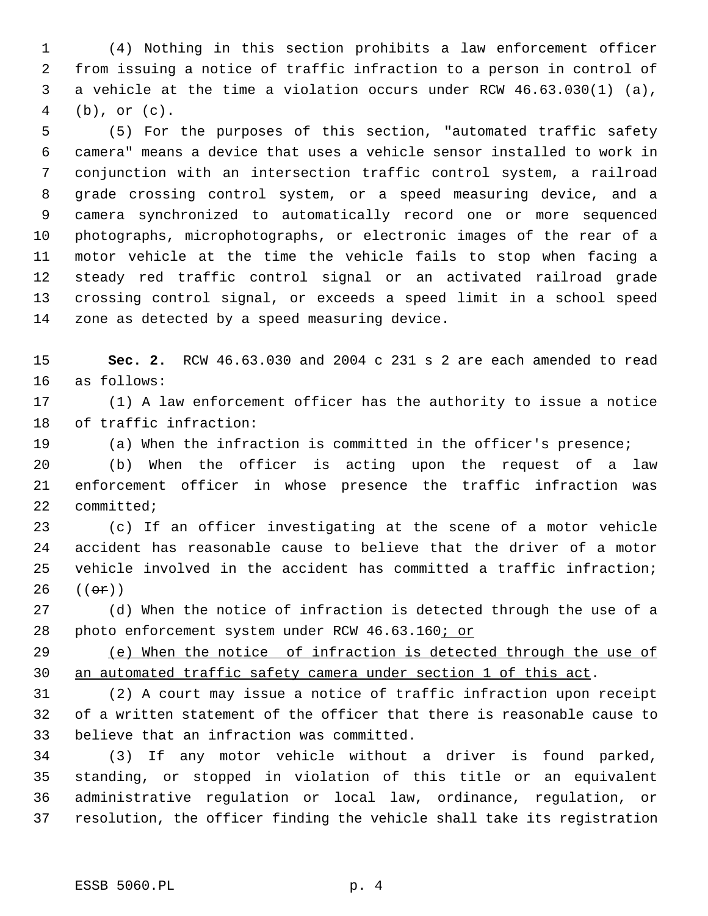(4) Nothing in this section prohibits a law enforcement officer from issuing a notice of traffic infraction to a person in control of a vehicle at the time a violation occurs under RCW 46.63.030(1) (a), (b), or (c).

(5) For the purposes of this section, "automated traffic safety camera" means a device that uses a vehicle sensor installed to work in conjunction with an intersection traffic control system, a railroad grade crossing control system, or a speed measuring device, and a camera synchronized to automatically record one or more sequenced photographs, microphotographs, or electronic images of the rear of a motor vehicle at the time the vehicle fails to stop when facing a steady red traffic control signal or an activated railroad grade crossing control signal, or exceeds a speed limit in a school speed zone as detected by a speed measuring device.

**Sec. 2.** RCW 46.63.030 and 2004 c 231 s 2 are each amended to read as follows:

(1) A law enforcement officer has the authority to issue a notice of traffic infraction:

(a) When the infraction is committed in the officer's presence;

(b) When the officer is acting upon the request of a law enforcement officer in whose presence the traffic infraction was committed;

(c) If an officer investigating at the scene of a motor vehicle accident has reasonable cause to believe that the driver of a motor vehicle involved in the accident has committed a traffic infraction; ((~~or~~))

(d) When the notice of infraction is detected through the use of a photo enforcement system under RCW 46.63.160<u>; or</u>

<u>(e) When the notice of infraction is detected through the use of an automated traffic safety camera under section 1 of this act</u>.

(2) A court may issue a notice of traffic infraction upon receipt of a written statement of the officer that there is reasonable cause to believe that an infraction was committed.

(3) If any motor vehicle without a driver is found parked, standing, or stopped in violation of this title or an equivalent administrative regulation or local law, ordinance, regulation, or resolution, the officer finding the vehicle shall take its registration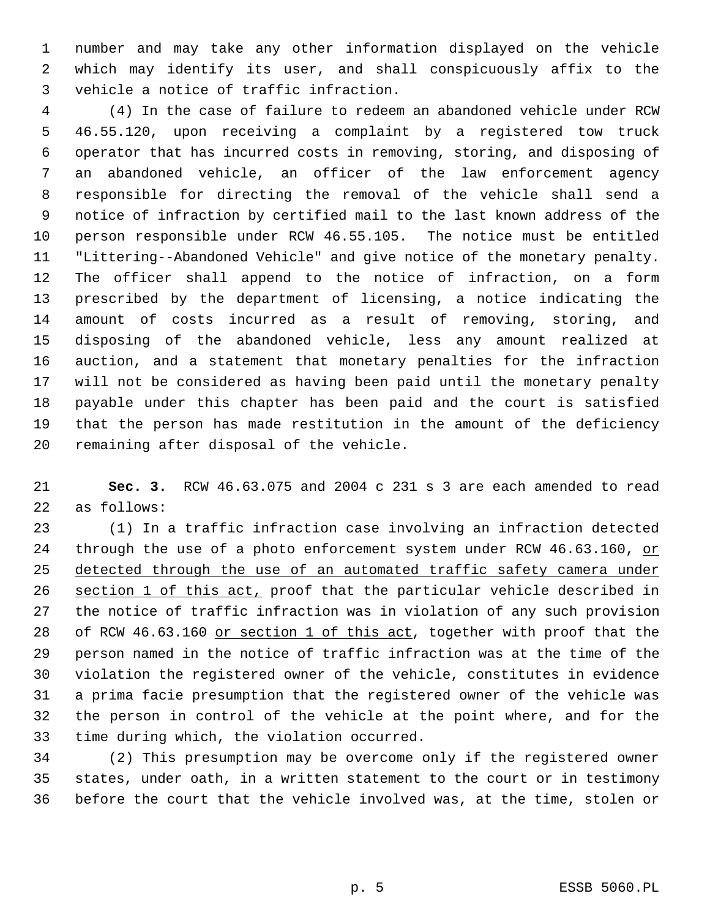number and may take any other information displayed on the vehicle which may identify its user, and shall conspicuously affix to the vehicle a notice of traffic infraction.

(4) In the case of failure to redeem an abandoned vehicle under RCW 46.55.120, upon receiving a complaint by a registered tow truck operator that has incurred costs in removing, storing, and disposing of an abandoned vehicle, an officer of the law enforcement agency responsible for directing the removal of the vehicle shall send a notice of infraction by certified mail to the last known address of the person responsible under RCW 46.55.105. The notice must be entitled "Littering--Abandoned Vehicle" and give notice of the monetary penalty. The officer shall append to the notice of infraction, on a form prescribed by the department of licensing, a notice indicating the amount of costs incurred as a result of removing, storing, and disposing of the abandoned vehicle, less any amount realized at auction, and a statement that monetary penalties for the infraction will not be considered as having been paid until the monetary penalty payable under this chapter has been paid and the court is satisfied that the person has made restitution in the amount of the deficiency remaining after disposal of the vehicle.

**Sec. 3.** RCW 46.63.075 and 2004 c 231 s 3 are each amended to read as follows:

(1) In a traffic infraction case involving an infraction detected through the use of a photo enforcement system under RCW 46.63.160, <u>or detected through the use of an automated traffic safety camera under section 1 of this act,</u> proof that the particular vehicle described in the notice of traffic infraction was in violation of any such provision of RCW 46.63.160 <u>or section 1 of this act</u>, together with proof that the person named in the notice of traffic infraction was at the time of the violation the registered owner of the vehicle, constitutes in evidence a prima facie presumption that the registered owner of the vehicle was the person in control of the vehicle at the point where, and for the time during which, the violation occurred.

(2) This presumption may be overcome only if the registered owner states, under oath, in a written statement to the court or in testimony before the court that the vehicle involved was, at the time, stolen or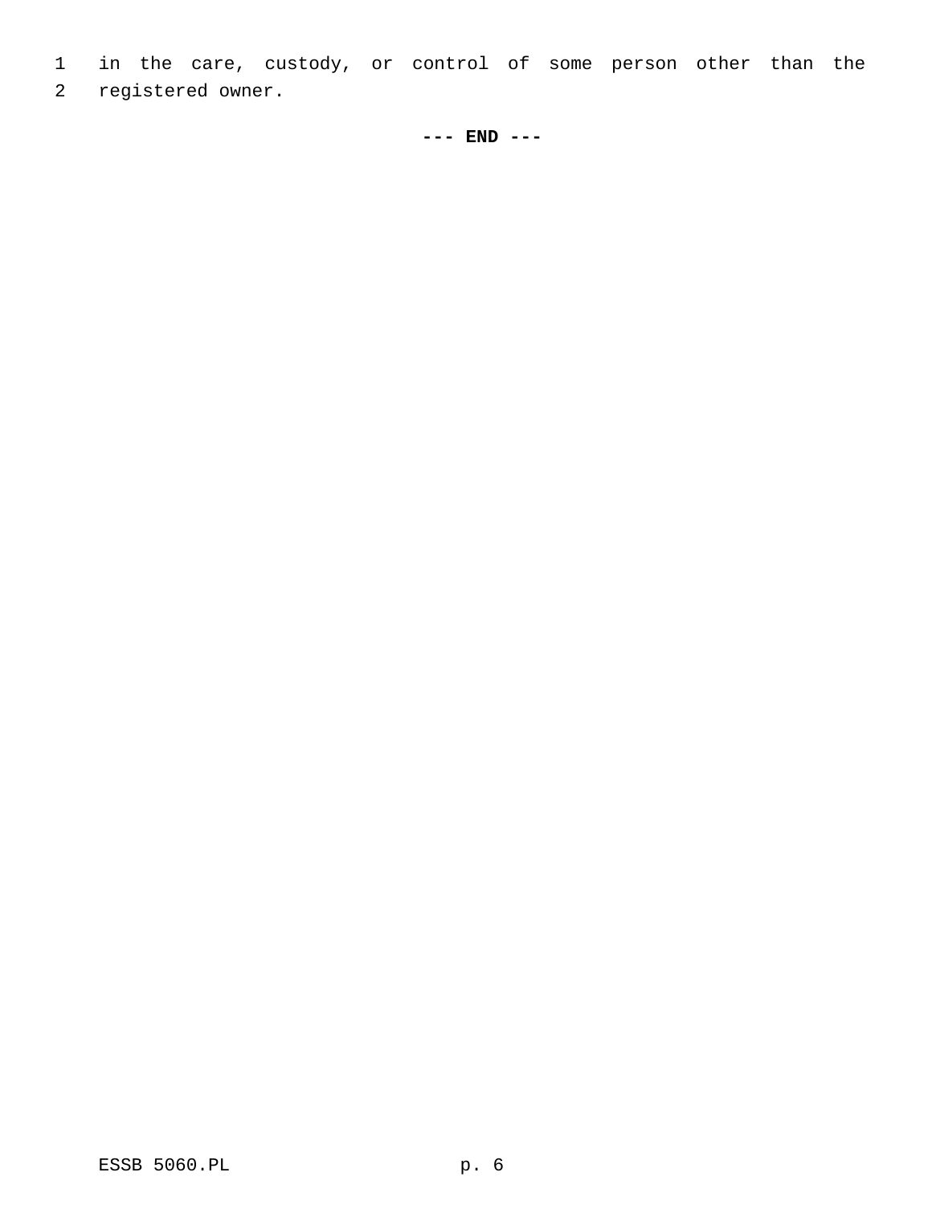in the care, custody, or control of some person other than the registered owner.

**--- END ---**